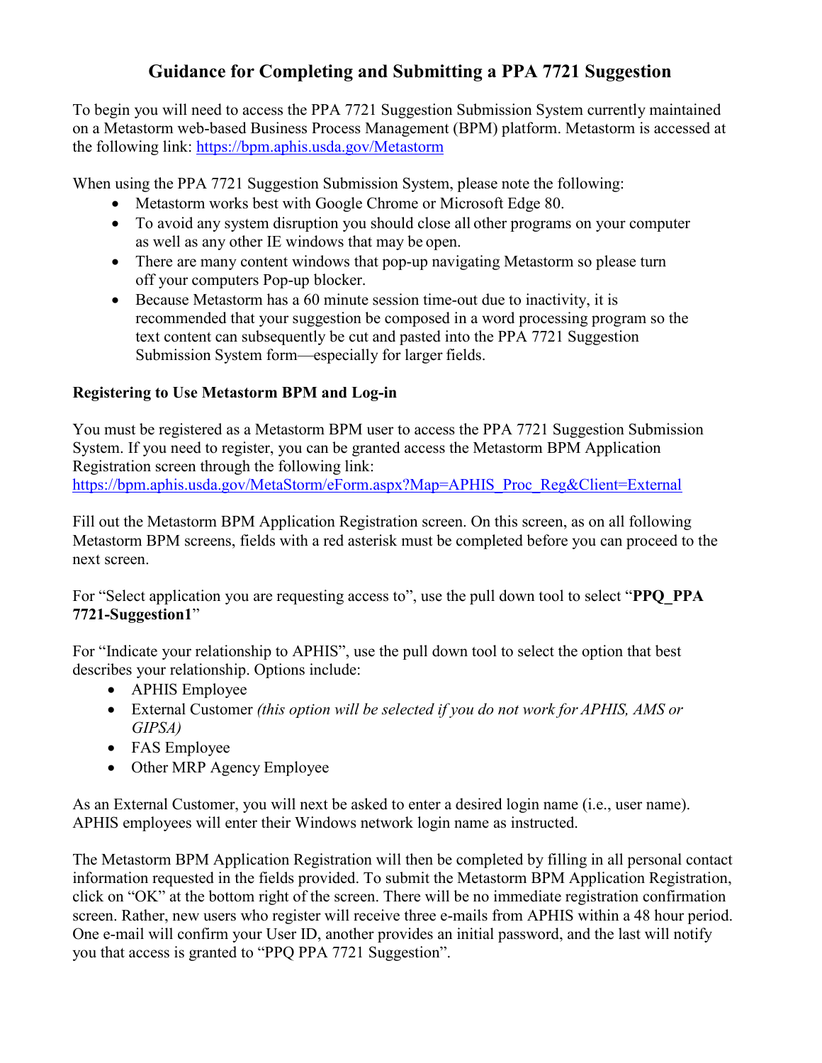# Guidance for Completing and Submitting a PPA 7721 Suggestion

To begin you will need to access the PPA 7721 Suggestion Submission System currently maintained on a Metastorm web-based Business Process Management (BPM) platform. Metastorm is accessed at the following link: [https://bpm.aphis.usda.gov/Metastorm](https://bpm.aphis.usda.gov/Metastorm)

When using the PPA 7721 Suggestion Submission System, please note the following:

- Metastorm works best with Google Chrome or Microsoft Edge 80.
- To avoid any system disruption you should close all other programs on your computer as well as any other IE windows that may be open.
- There are many content windows that pop-up navigating Metastorm so please turn off your computers Pop-up blocker.
- Because Metastorm has a 60 minute session time-out due to inactivity, it is recommended that your suggestion be composed in a word processing program so the text content can subsequently be cut and pasted into the PPA 7721 Suggestion Submission System form—especially for larger fields.

**Registering to Use Metastorm BPM and Log-in**

You must be registered as a Metastorm BPM user to access the PPA 7721 Suggestion Submission System. If you need to register, you can be granted access the Metastorm BPM Application Registration screen through the following link:
[https://bpm.aphis.usda.gov/MetaStorm/eForm.aspx?Map=APHIS_Proc_Reg&Client=External](https://bpm.aphis.usda.gov/MetaStorm/eForm.aspx?Map=APHIS_Proc_Reg&Client=External)

Fill out the Metastorm BPM Application Registration screen. On this screen, as on all following Metastorm BPM screens, fields with a red asterisk must be completed before you can proceed to the next screen.

For "Select application you are requesting access to", use the pull down tool to select "**PPQ_PPA 7721-Suggestion1**"

For "Indicate your relationship to APHIS", use the pull down tool to select the option that best describes your relationship. Options include:

- APHIS Employee
- External Customer *(this option will be selected if you do not work for APHIS, AMS or GIPSA)*
- FAS Employee
- Other MRP Agency Employee

As an External Customer, you will next be asked to enter a desired login name (i.e., user name). APHIS employees will enter their Windows network login name as instructed.

The Metastorm BPM Application Registration will then be completed by filling in all personal contact information requested in the fields provided. To submit the Metastorm BPM Application Registration, click on "OK" at the bottom right of the screen. There will be no immediate registration confirmation screen. Rather, new users who register will receive three e-mails from APHIS within a 48 hour period. One e-mail will confirm your User ID, another provides an initial password, and the last will notify you that access is granted to "PPQ PPA 7721 Suggestion".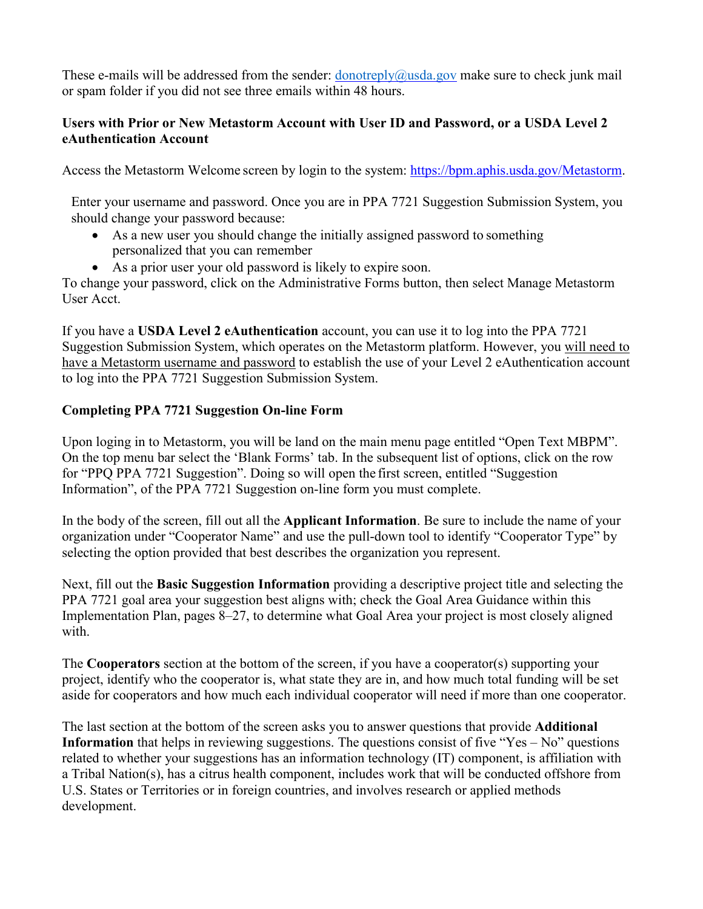These e-mails will be addressed from the sender: donotreply@usda.gov make sure to check junk mail or spam folder if you did not see three emails within 48 hours.

**Users with Prior or New Metastorm Account with User ID and Password, or a USDA Level 2 eAuthentication Account**

Access the Metastorm Welcome screen by login to the system: https://bpm.aphis.usda.gov/Metastorm.

Enter your username and password. Once you are in PPA 7721 Suggestion Submission System, you should change your password because:

- As a new user you should change the initially assigned password to something personalized that you can remember
- As a prior user your old password is likely to expire soon.

To change your password, click on the Administrative Forms button, then select Manage Metastorm User Acct.

If you have a **USDA Level 2 eAuthentication** account, you can use it to log into the PPA 7721 Suggestion Submission System, which operates on the Metastorm platform. However, you will need to have a Metastorm username and password to establish the use of your Level 2 eAuthentication account to log into the PPA 7721 Suggestion Submission System.

**Completing PPA 7721 Suggestion On-line Form**

Upon loging in to Metastorm, you will be land on the main menu page entitled "Open Text MBPM". On the top menu bar select the 'Blank Forms' tab. In the subsequent list of options, click on the row for "PPQ PPA 7721 Suggestion". Doing so will open the first screen, entitled "Suggestion Information", of the PPA 7721 Suggestion on-line form you must complete.

In the body of the screen, fill out all the **Applicant Information**. Be sure to include the name of your organization under "Cooperator Name" and use the pull-down tool to identify "Cooperator Type" by selecting the option provided that best describes the organization you represent.

Next, fill out the **Basic Suggestion Information** providing a descriptive project title and selecting the PPA 7721 goal area your suggestion best aligns with; check the Goal Area Guidance within this Implementation Plan, pages 8–27, to determine what Goal Area your project is most closely aligned with.

The **Cooperators** section at the bottom of the screen, if you have a cooperator(s) supporting your project, identify who the cooperator is, what state they are in, and how much total funding will be set aside for cooperators and how much each individual cooperator will need if more than one cooperator.

The last section at the bottom of the screen asks you to answer questions that provide **Additional Information** that helps in reviewing suggestions. The questions consist of five "Yes – No" questions related to whether your suggestions has an information technology (IT) component, is affiliation with a Tribal Nation(s), has a citrus health component, includes work that will be conducted offshore from U.S. States or Territories or in foreign countries, and involves research or applied methods development.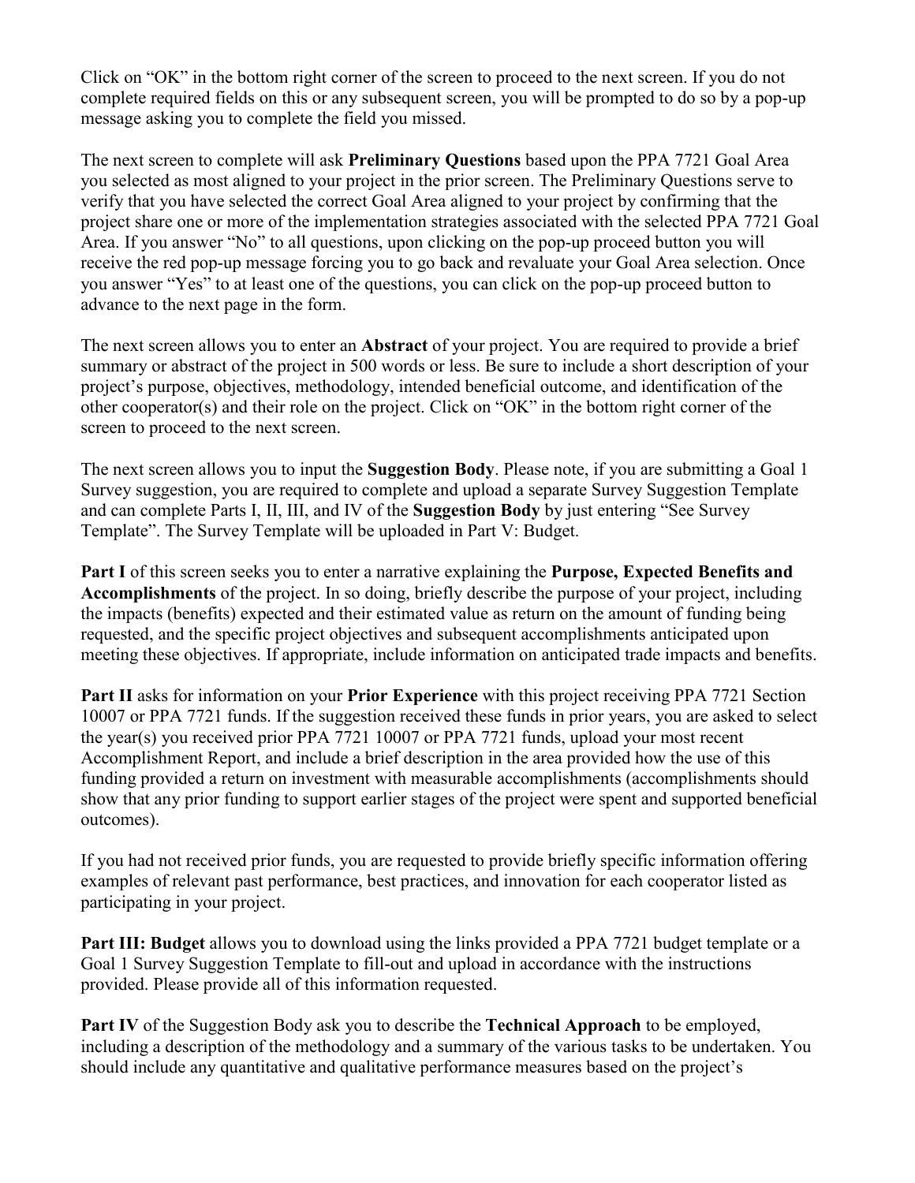Click on "OK" in the bottom right corner of the screen to proceed to the next screen. If you do not complete required fields on this or any subsequent screen, you will be prompted to do so by a pop-up message asking you to complete the field you missed.

The next screen to complete will ask **Preliminary Questions** based upon the PPA 7721 Goal Area you selected as most aligned to your project in the prior screen. The Preliminary Questions serve to verify that you have selected the correct Goal Area aligned to your project by confirming that the project share one or more of the implementation strategies associated with the selected PPA 7721 Goal Area. If you answer "No" to all questions, upon clicking on the pop-up proceed button you will receive the red pop-up message forcing you to go back and revaluate your Goal Area selection. Once you answer "Yes" to at least one of the questions, you can click on the pop-up proceed button to advance to the next page in the form.

The next screen allows you to enter an **Abstract** of your project. You are required to provide a brief summary or abstract of the project in 500 words or less. Be sure to include a short description of your project's purpose, objectives, methodology, intended beneficial outcome, and identification of the other cooperator(s) and their role on the project. Click on "OK" in the bottom right corner of the screen to proceed to the next screen.

The next screen allows you to input the **Suggestion Body**. Please note, if you are submitting a Goal 1 Survey suggestion, you are required to complete and upload a separate Survey Suggestion Template and can complete Parts I, II, III, and IV of the **Suggestion Body** by just entering "See Survey Template". The Survey Template will be uploaded in Part V: Budget.

**Part I** of this screen seeks you to enter a narrative explaining the **Purpose, Expected Benefits and Accomplishments** of the project. In so doing, briefly describe the purpose of your project, including the impacts (benefits) expected and their estimated value as return on the amount of funding being requested, and the specific project objectives and subsequent accomplishments anticipated upon meeting these objectives. If appropriate, include information on anticipated trade impacts and benefits.

**Part II** asks for information on your **Prior Experience** with this project receiving PPA 7721 Section 10007 or PPA 7721 funds. If the suggestion received these funds in prior years, you are asked to select the year(s) you received prior PPA 7721 10007 or PPA 7721 funds, upload your most recent Accomplishment Report, and include a brief description in the area provided how the use of this funding provided a return on investment with measurable accomplishments (accomplishments should show that any prior funding to support earlier stages of the project were spent and supported beneficial outcomes).

If you had not received prior funds, you are requested to provide briefly specific information offering examples of relevant past performance, best practices, and innovation for each cooperator listed as participating in your project.

**Part III: Budget** allows you to download using the links provided a PPA 7721 budget template or a Goal 1 Survey Suggestion Template to fill-out and upload in accordance with the instructions provided. Please provide all of this information requested.

**Part IV** of the Suggestion Body ask you to describe the **Technical Approach** to be employed, including a description of the methodology and a summary of the various tasks to be undertaken. You should include any quantitative and qualitative performance measures based on the project's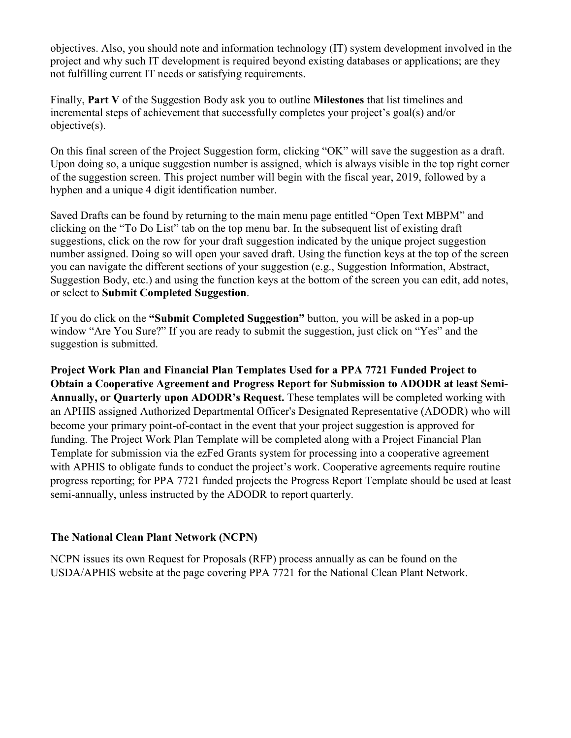objectives. Also, you should note and information technology (IT) system development involved in the project and why such IT development is required beyond existing databases or applications; are they not fulfilling current IT needs or satisfying requirements.

Finally, **Part V** of the Suggestion Body ask you to outline **Milestones** that list timelines and incremental steps of achievement that successfully completes your project's goal(s) and/or objective(s).

On this final screen of the Project Suggestion form, clicking "OK" will save the suggestion as a draft. Upon doing so, a unique suggestion number is assigned, which is always visible in the top right corner of the suggestion screen. This project number will begin with the fiscal year, 2019, followed by a hyphen and a unique 4 digit identification number.

Saved Drafts can be found by returning to the main menu page entitled "Open Text MBPM" and clicking on the "To Do List" tab on the top menu bar. In the subsequent list of existing draft suggestions, click on the row for your draft suggestion indicated by the unique project suggestion number assigned. Doing so will open your saved draft. Using the function keys at the top of the screen you can navigate the different sections of your suggestion (e.g., Suggestion Information, Abstract, Suggestion Body, etc.) and using the function keys at the bottom of the screen you can edit, add notes, or select to **Submit Completed Suggestion**.

If you do click on the **"Submit Completed Suggestion"** button, you will be asked in a pop-up window "Are You Sure?" If you are ready to submit the suggestion, just click on "Yes" and the suggestion is submitted.

**Project Work Plan and Financial Plan Templates Used for a PPA 7721 Funded Project to Obtain a Cooperative Agreement and Progress Report for Submission to ADODR at least Semi-Annually, or Quarterly upon ADODR's Request.** These templates will be completed working with an APHIS assigned Authorized Departmental Officer's Designated Representative (ADODR) who will become your primary point-of-contact in the event that your project suggestion is approved for funding. The Project Work Plan Template will be completed along with a Project Financial Plan Template for submission via the ezFed Grants system for processing into a cooperative agreement with APHIS to obligate funds to conduct the project's work. Cooperative agreements require routine progress reporting; for PPA 7721 funded projects the Progress Report Template should be used at least semi-annually, unless instructed by the ADODR to report quarterly.

**The National Clean Plant Network (NCPN)**

NCPN issues its own Request for Proposals (RFP) process annually as can be found on the USDA/APHIS website at the page covering PPA 7721 for the National Clean Plant Network.